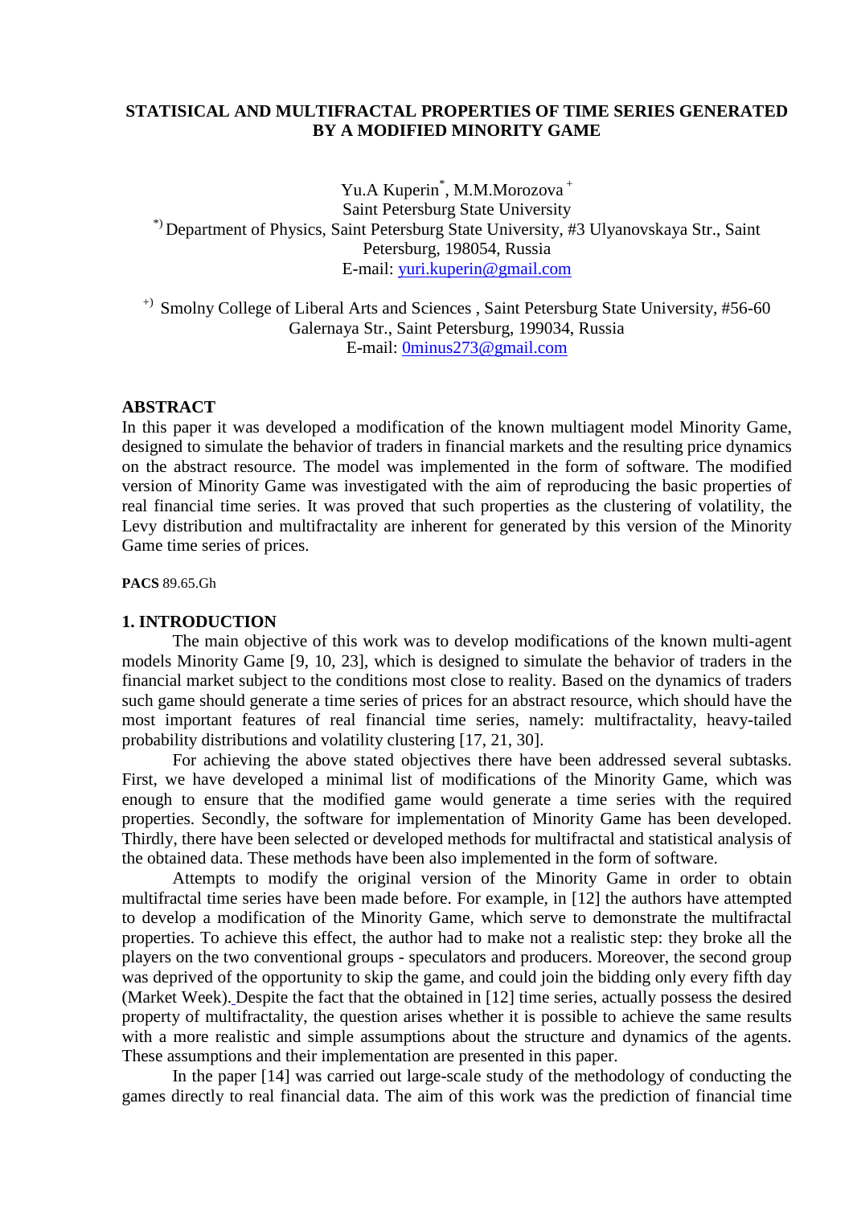# STATISICAL AND MULTIFRACTAL PROPERTIES OF TIME SERIES GENERATED BY A MODIFIED MINORITY GAME

Yu.A Kuperin[*], M.M.Morozova [+]

Saint Petersburg State University

[*)] Department of Physics, Saint Petersburg State University, #3 Ulyanovskaya Str., Saint Petersburg, 198054, Russia

E-mail: yuri.kuperin@gmail.com

[+)] Smolny College of Liberal Arts and Sciences , Saint Petersburg State University, #56-60 Galernaya Str., Saint Petersburg, 199034, Russia

E-mail: 0minus273@gmail.com

## ABSTRACT

In this paper it was developed a modification of the known multiagent model Minority Game, designed to simulate the behavior of traders in financial markets and the resulting price dynamics on the abstract resource. The model was implemented in the form of software. The modified version of Minority Game was investigated with the aim of reproducing the basic properties of real financial time series. It was proved that such properties as the clustering of volatility, the Levy distribution and multifractality are inherent for generated by this version of the Minority Game time series of prices.

**PACS** 89.65.Gh

## 1. INTRODUCTION

The main objective of this work was to develop modifications of the known multi-agent models Minority Game [9, 10, 23], which is designed to simulate the behavior of traders in the financial market subject to the conditions most close to reality. Based on the dynamics of traders such game should generate a time series of prices for an abstract resource, which should have the most important features of real financial time series, namely: multifractality, heavy-tailed probability distributions and volatility clustering [17, 21, 30].

For achieving the above stated objectives there have been addressed several subtasks. First, we have developed a minimal list of modifications of the Minority Game, which was enough to ensure that the modified game would generate a time series with the required properties. Secondly, the software for implementation of Minority Game has been developed. Thirdly, there have been selected or developed methods for multifractal and statistical analysis of the obtained data. These methods have been also implemented in the form of software.

Attempts to modify the original version of the Minority Game in order to obtain multifractal time series have been made before. For example, in [12] the authors have attempted to develop a modification of the Minority Game, which serve to demonstrate the multifractal properties. To achieve this effect, the author had to make not a realistic step: they broke all the players on the two conventional groups - speculators and producers. Moreover, the second group was deprived of the opportunity to skip the game, and could join the bidding only every fifth day (Market Week). Despite the fact that the obtained in [12] time series, actually possess the desired property of multifractality, the question arises whether it is possible to achieve the same results with a more realistic and simple assumptions about the structure and dynamics of the agents. These assumptions and their implementation are presented in this paper.

In the paper [14] was carried out large-scale study of the methodology of conducting the games directly to real financial data. The aim of this work was the prediction of financial time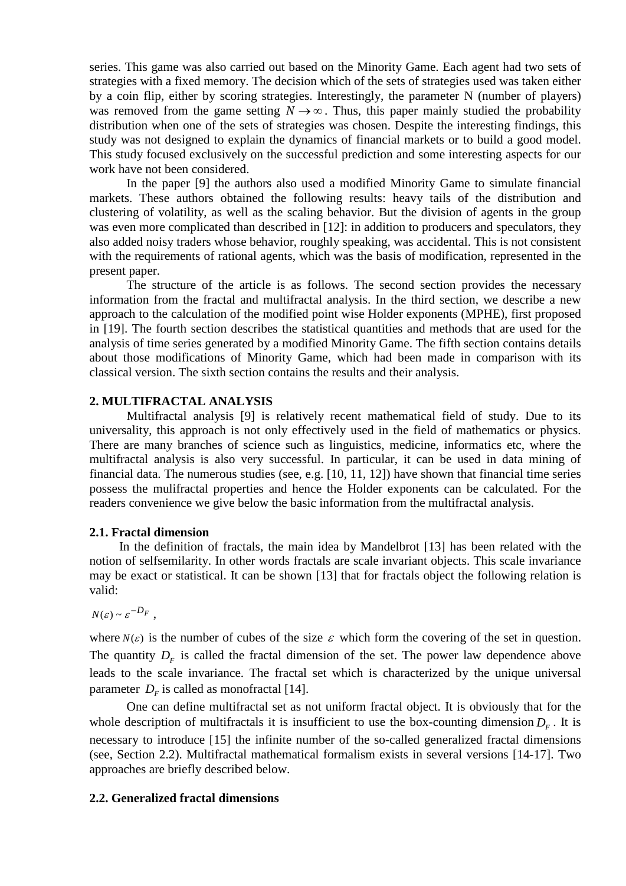series. This game was also carried out based on the Minority Game. Each agent had two sets of strategies with a fixed memory. The decision which of the sets of strategies used was taken either by a coin flip, either by scoring strategies. Interestingly, the parameter N (number of players) was removed from the game setting $N \to \infty$. Thus, this paper mainly studied the probability distribution when one of the sets of strategies was chosen. Despite the interesting findings, this study was not designed to explain the dynamics of financial markets or to build a good model. This study focused exclusively on the successful prediction and some interesting aspects for our work have not been considered.

In the paper [9] the authors also used a modified Minority Game to simulate financial markets. These authors obtained the following results: heavy tails of the distribution and clustering of volatility, as well as the scaling behavior. But the division of agents in the group was even more complicated than described in [12]: in addition to producers and speculators, they also added noisy traders whose behavior, roughly speaking, was accidental. This is not consistent with the requirements of rational agents, which was the basis of modification, represented in the present paper.

The structure of the article is as follows. The second section provides the necessary information from the fractal and multifractal analysis. In the third section, we describe a new approach to the calculation of the modified point wise Holder exponents (MPHE), first proposed in [19]. The fourth section describes the statistical quantities and methods that are used for the analysis of time series generated by a modified Minority Game. The fifth section contains details about those modifications of Minority Game, which had been made in comparison with its classical version. The sixth section contains the results and their analysis.

## 2. MULTIFRACTAL ANALYSIS

Multifractal analysis [9] is relatively recent mathematical field of study. Due to its universality, this approach is not only effectively used in the field of mathematics or physics. There are many branches of science such as linguistics, medicine, informatics etc, where the multifractal analysis is also very successful. In particular, it can be used in data mining of financial data. The numerous studies (see, e.g. [10, 11, 12]) have shown that financial time series possess the mulifractal properties and hence the Holder exponents can be calculated. For the readers convenience we give below the basic information from the multifractal analysis.

### 2.1. Fractal dimension

In the definition of fractals, the main idea by Mandelbrot [13] has been related with the notion of selfsemilarity. In other words fractals are scale invariant objects. This scale invariance may be exact or statistical. It can be shown [13] that for fractals object the following relation is valid:

$$N(\varepsilon) \sim \varepsilon^{-D_F},$$

where $N(\varepsilon)$ is the number of cubes of the size $\varepsilon$ which form the covering of the set in question. The quantity $D_F$ is called the fractal dimension of the set. The power law dependence above leads to the scale invariance. The fractal set which is characterized by the unique universal parameter $D_F$ is called as monofractal [14].

One can define multifractal set as not uniform fractal object. It is obviously that for the whole description of multifractals it is insufficient to use the box-counting dimension $D_F$. It is necessary to introduce [15] the infinite number of the so-called generalized fractal dimensions (see, Section 2.2). Multifractal mathematical formalism exists in several versions [14-17]. Two approaches are briefly described below.

### 2.2. Generalized fractal dimensions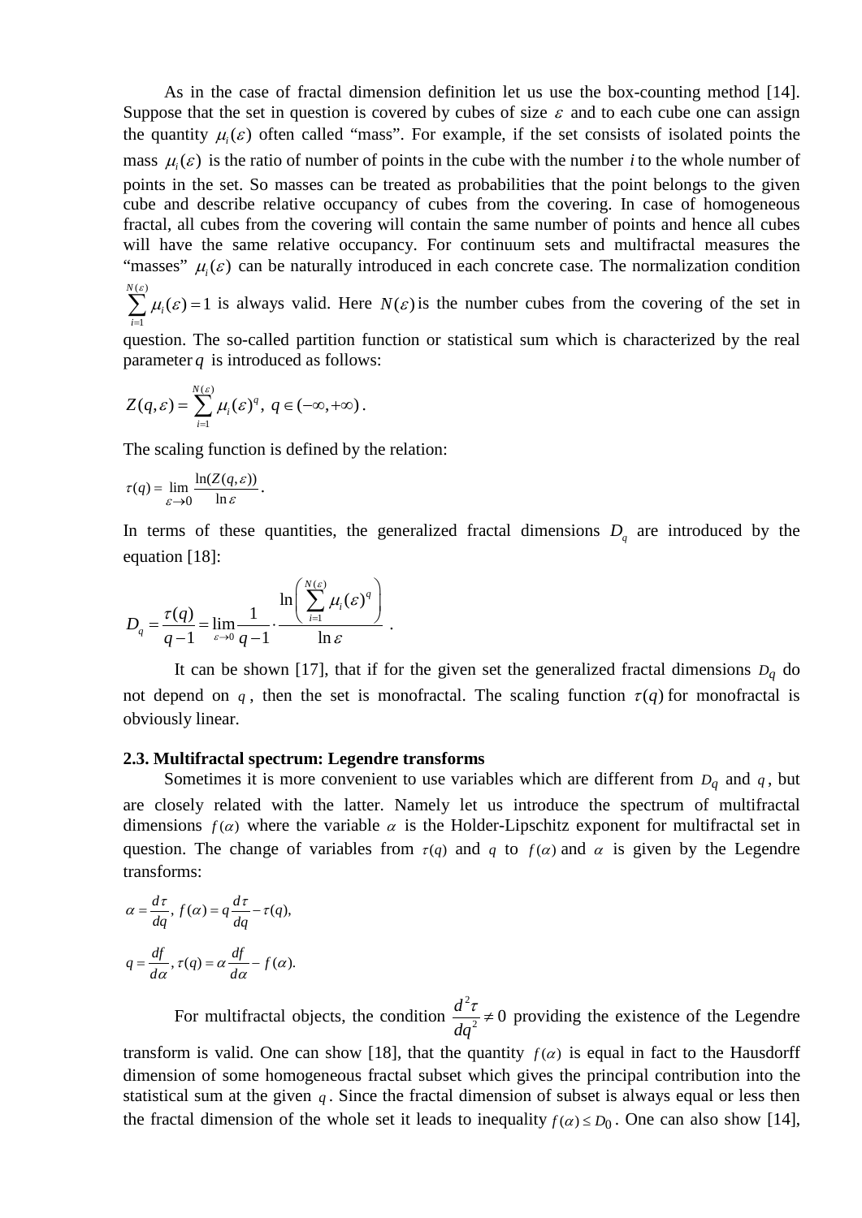As in the case of fractal dimension definition let us use the box-counting method [14]. Suppose that the set in question is covered by cubes of size $\varepsilon$ and to each cube one can assign the quantity $\mu_i(\varepsilon)$ often called “mass”. For example, if the set consists of isolated points the mass $\mu_i(\varepsilon)$ is the ratio of number of points in the cube with the number $i$ to the whole number of points in the set. So masses can be treated as probabilities that the point belongs to the given cube and describe relative occupancy of cubes from the covering. In case of homogeneous fractal, all cubes from the covering will contain the same number of points and hence all cubes will have the same relative occupancy. For continuum sets and multifractal measures the “masses” $\mu_i(\varepsilon)$ can be naturally introduced in each concrete case. The normalization condition $\sum_{i=1}^{N(\varepsilon)} \mu_i(\varepsilon) = 1$ is always valid. Here $N(\varepsilon)$ is the number cubes from the covering of the set in question. The so-called partition function or statistical sum which is characterized by the real parameter $q$ is introduced as follows:

$$Z(q,\varepsilon) = \sum_{i=1}^{N(\varepsilon)} \mu_i(\varepsilon)^q, \; q \in (-\infty, +\infty).$$

The scaling function is defined by the relation:

$$\tau(q) = \lim_{\varepsilon \to 0} \frac{\ln(Z(q,\varepsilon))}{\ln \varepsilon}.$$

In terms of these quantities, the generalized fractal dimensions $D_q$ are introduced by the equation [18]:

$$D_q = \frac{\tau(q)}{q-1} = \lim_{\varepsilon \to 0} \frac{1}{q-1} \cdot \frac{\ln\left( \sum_{i=1}^{N(\varepsilon)} \mu_i(\varepsilon)^q \right)}{\ln \varepsilon}.$$

It can be shown [17], that if for the given set the generalized fractal dimensions $D_q$ do not depend on $q$, then the set is monofractal. The scaling function $\tau(q)$ for monofractal is obviously linear.

### 2.3. Multifractal spectrum: Legendre transforms

Sometimes it is more convenient to use variables which are different from $D_q$ and $q$, but are closely related with the latter. Namely let us introduce the spectrum of multifractal dimensions $f(\alpha)$ where the variable $\alpha$ is the Holder-Lipschitz exponent for multifractal set in question. The change of variables from $\tau(q)$ and $q$ to $f(\alpha)$ and $\alpha$ is given by the Legendre transforms:

$$\alpha = \frac{d\tau}{dq}, \; f(\alpha) = q\frac{d\tau}{dq} - \tau(q),$$

$$q = \frac{df}{d\alpha}, \tau(q) = \alpha\frac{df}{d\alpha} - f(\alpha).$$

For multifractal objects, the condition $\frac{d^2\tau}{dq^2} \neq 0$ providing the existence of the Legendre transform is valid. One can show [18], that the quantity $f(\alpha)$ is equal in fact to the Hausdorff dimension of some homogeneous fractal subset which gives the principal contribution into the statistical sum at the given $q$. Since the fractal dimension of subset is always equal or less then the fractal dimension of the whole set it leads to inequality $f(\alpha) \le D_0$. One can also show [14],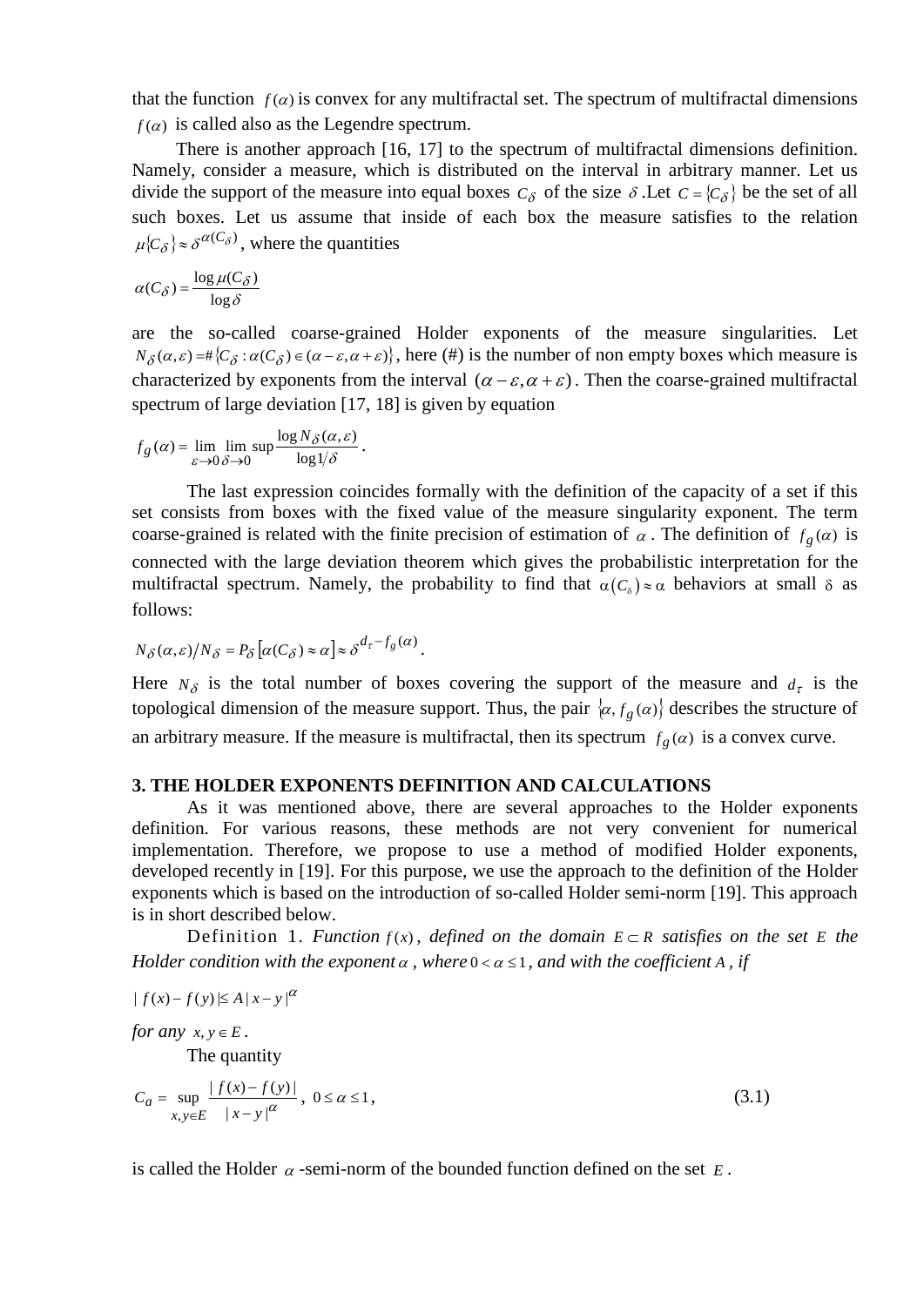that the function $f(\alpha)$ is convex for any multifractal set. The spectrum of multifractal dimensions $f(\alpha)$ is called also as the Legendre spectrum.

There is another approach [16, 17] to the spectrum of multifractal dimensions definition. Namely, consider a measure, which is distributed on the interval in arbitrary manner. Let us divide the support of the measure into equal boxes $C_\delta$ of the size $\delta$ .Let $C = \{C_\delta\}$ be the set of all such boxes. Let us assume that inside of each box the measure satisfies to the relation $\mu\{C_\delta\} \approx \delta^{\alpha(C_\delta)}$, where the quantities

$$\alpha(C_\delta) = \frac{\log \mu(C_\delta)}{\log \delta}$$

are the so-called coarse-grained Holder exponents of the measure singularities. Let $N_\delta(\alpha,\varepsilon) = \#\{C_\delta : \alpha(C_\delta) \in (\alpha-\varepsilon, \alpha+\varepsilon)\}$, here (#) is the number of non empty boxes which measure is characterized by exponents from the interval $(\alpha-\varepsilon, \alpha+\varepsilon)$. Then the coarse-grained multifractal spectrum of large deviation [17, 18] is given by equation

$$f_g(\alpha) = \lim_{\varepsilon \to 0} \lim_{\delta \to 0} \sup \frac{\log N_\delta(\alpha,\varepsilon)}{\log 1/\delta}.$$

The last expression coincides formally with the definition of the capacity of a set if this set consists from boxes with the fixed value of the measure singularity exponent. The term coarse-grained is related with the finite precision of estimation of $\alpha$. The definition of $f_g(\alpha)$ is connected with the large deviation theorem which gives the probabilistic interpretation for the multifractal spectrum. Namely, the probability to find that $\alpha(C_\delta) \approx \alpha$ behaviors at small $\delta$ as follows:

$$N_\delta(\alpha,\varepsilon)/N_\delta = P_\delta\left[\alpha(C_\delta) \approx \alpha\right] \approx \delta^{d_\tau - f_g(\alpha)}.$$

Here $N_\delta$ is the total number of boxes covering the support of the measure and $d_\tau$ is the topological dimension of the measure support. Thus, the pair $\{\alpha, f_g(\alpha)\}$ describes the structure of an arbitrary measure. If the measure is multifractal, then its spectrum $f_g(\alpha)$ is a convex curve.

## 3. THE HOLDER EXPONENTS DEFINITION AND CALCULATIONS

As it was mentioned above, there are several approaches to the Holder exponents definition. For various reasons, these methods are not very convenient for numerical implementation. Therefore, we propose to use a method of modified Holder exponents, developed recently in [19]. For this purpose, we use the approach to the definition of the Holder exponents which is based on the introduction of so-called Holder semi-norm [19]. This approach is in short described below.

Definition 1. *Function $f(x)$, defined on the domain $E \subset R$ satisfies on the set $E$ the Holder condition with the exponent $\alpha$, where $0 < \alpha \le 1$, and with the coefficient $A$, if*

$$| f(x) - f(y) | \le A | x - y |^\alpha$$

*for any $x, y \in E$.*

The quantity

$$C_a = \sup_{x,y \in E} \frac{| f(x) - f(y) |}{| x - y |^\alpha}, \quad 0 \le \alpha \le 1, \tag{3.1}$$

is called the Holder $\alpha$ -semi-norm of the bounded function defined on the set $E$.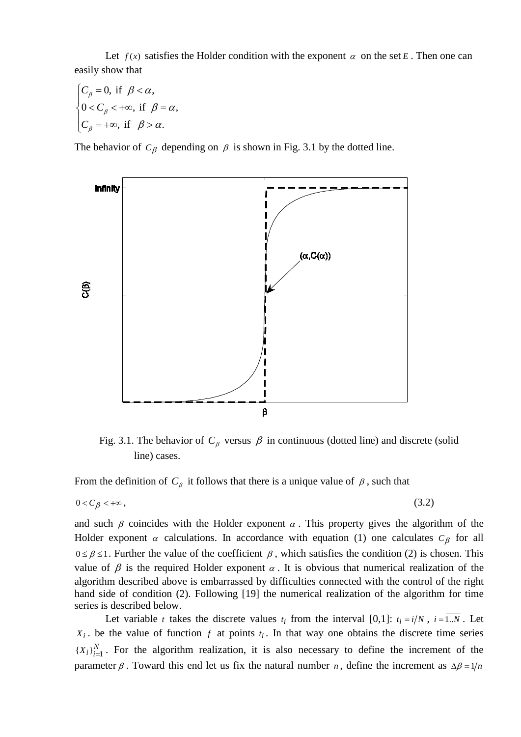Let $f(x)$ satisfies the Holder condition with the exponent $\alpha$ on the set $E$. Then one can easily show that

$$\begin{cases} C_\beta = 0, \text{ if } \beta < \alpha, \\ 0 < C_\beta < +\infty, \text{ if } \beta = \alpha, \\ C_\beta = +\infty, \text{ if } \beta > \alpha. \end{cases}$$

The behavior of $C_\beta$ depending on $\beta$ is shown in Fig. 3.1 by the dotted line.

Fig. 3.1. The behavior of $C_\beta$ versus $\beta$ in continuous (dotted line) and discrete (solid line) cases.

From the definition of $C_\beta$ it follows that there is a unique value of $\beta$, such that

$$0 < C_\beta < +\infty, \qquad (3.2)$$

and such $\beta$ coincides with the Holder exponent $\alpha$. This property gives the algorithm of the Holder exponent $\alpha$ calculations. In accordance with equation (1) one calculates $C_\beta$ for all $0 \le \beta \le 1$. Further the value of the coefficient $\beta$, which satisfies the condition (2) is chosen. This value of $\beta$ is the required Holder exponent $\alpha$. It is obvious that numerical realization of the algorithm described above is embarrassed by difficulties connected with the control of the right hand side of condition (2). Following [19] the numerical realization of the algorithm for time series is described below.

Let variable $t$ takes the discrete values $t_i$ from the interval [0,1]: $t_i = i/N$, $i = \overline{1..N}$. Let $X_i$. be the value of function $f$ at points $t_i$. In that way one obtains the discrete time series $\{X_i\}_{i=1}^{N}$. For the algorithm realization, it is also necessary to define the increment of the parameter $\beta$. Toward this end let us fix the natural number $n$, define the increment as $\Delta\beta = 1/n$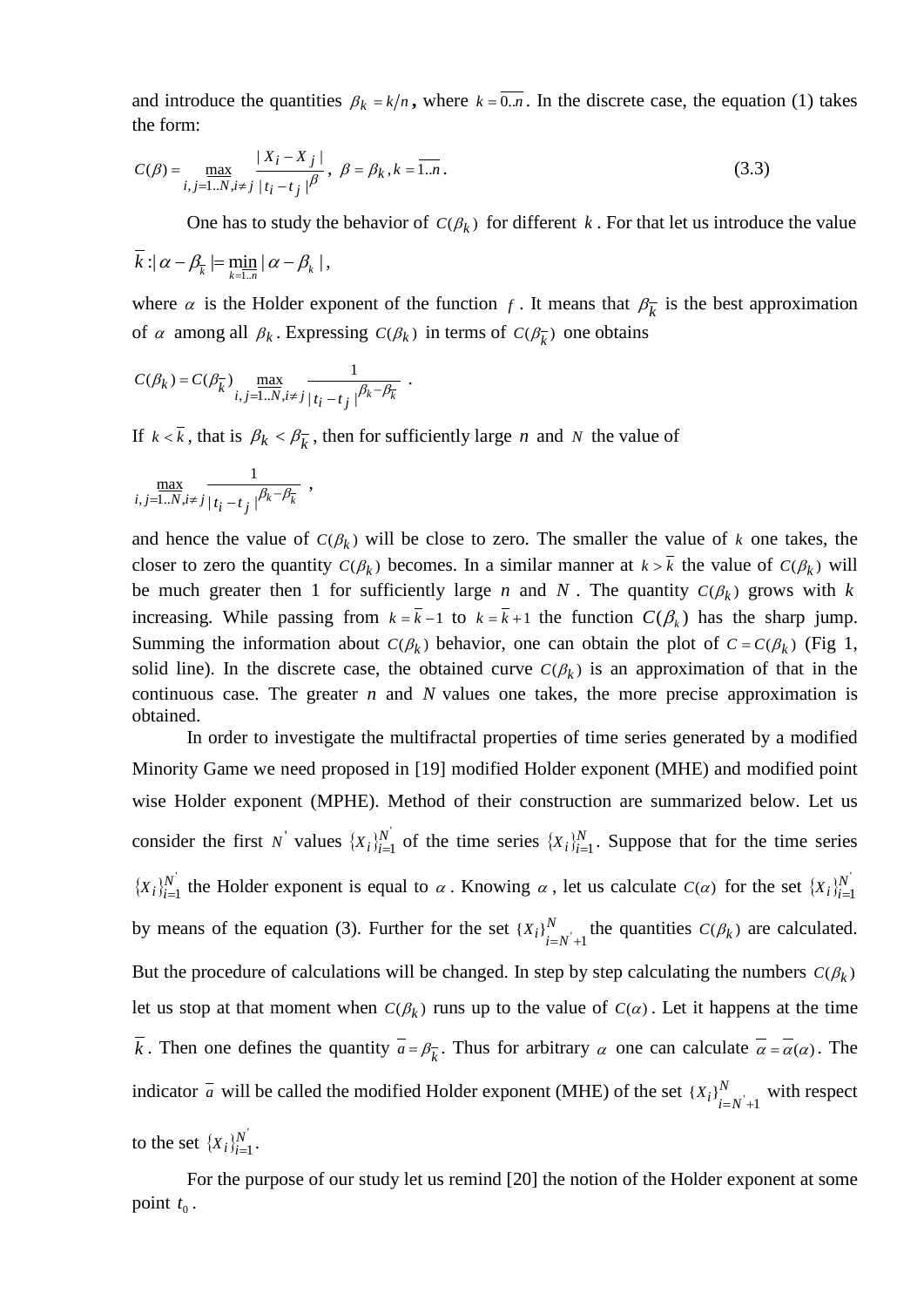and introduce the quantities $\beta_k = k/n$**,** where $k = \overline{0..n}$. In the discrete case, the equation (1) takes the form:

$$C(\beta) = \max_{i,j=1..N, i \neq j} \frac{|X_i - X_j|}{|t_i - t_j|^{\beta}}, \ \beta = \beta_k, k = \overline{1..n}. \tag{3.3}$$

One has to study the behavior of $C(\beta_k)$ for different $k$. For that let us introduce the value

$\bar{k} : |\alpha - \beta_{\bar{k}}| = \min_{k=1..n} |\alpha - \beta_k|$,

where $\alpha$ is the Holder exponent of the function $f$. It means that $\beta_{\bar{k}}$ is the best approximation of $\alpha$ among all $\beta_k$. Expressing $C(\beta_k)$ in terms of $C(\beta_{\bar{k}})$ one obtains

$$C(\beta_k) = C(\beta_{\bar{k}}) \max_{i,j=1..N, i \neq j} \frac{1}{|t_i - t_j|^{\beta_k - \beta_{\bar{k}}}} .$$

If $k < \bar{k}$, that is $\beta_k < \beta_{\bar{k}}$, then for sufficiently large $n$ and $N$ the value of

$$\max_{i,j=1..N, i \neq j} \frac{1}{|t_i - t_j|^{\beta_k - \beta_{\bar{k}}}} ,$$

and hence the value of $C(\beta_k)$ will be close to zero. The smaller the value of $k$ one takes, the closer to zero the quantity $C(\beta_k)$ becomes. In a similar manner at $k > \bar{k}$ the value of $C(\beta_k)$ will be much greater then 1 for sufficiently large $n$ and $N$. The quantity $C(\beta_k)$ grows with $k$ increasing. While passing from $k = \bar{k} - 1$ to $k = \bar{k} + 1$ the function $C(\beta_k)$ has the sharp jump. Summing the information about $C(\beta_k)$ behavior, one can obtain the plot of $C = C(\beta_k)$ (Fig 1, solid line). In the discrete case, the obtained curve $C(\beta_k)$ is an approximation of that in the continuous case. The greater $n$ and $N$ values one takes, the more precise approximation is obtained.

In order to investigate the multifractal properties of time series generated by a modified Minority Game we need proposed in [19] modified Holder exponent (MHE) and modified point wise Holder exponent (MPHE). Method of their construction are summarized below. Let us consider the first $N'$ values $\{X_i\}_{i=1}^{N'}$ of the time series $\{X_i\}_{i=1}^{N}$. Suppose that for the time series $\{X_i\}_{i=1}^{N'}$ the Holder exponent is equal to $\alpha$. Knowing $\alpha$, let us calculate $C(\alpha)$ for the set $\{X_i\}_{i=1}^{N'}$ by means of the equation (3). Further for the set $\{X_i\}_{i=N'+1}^{N}$ the quantities $C(\beta_k)$ are calculated. But the procedure of calculations will be changed. In step by step calculating the numbers $C(\beta_k)$ let us stop at that moment when $C(\beta_k)$ runs up to the value of $C(\alpha)$. Let it happens at the time $\bar{k}$. Then one defines the quantity $\bar{a} = \beta_{\bar{k}}$. Thus for arbitrary $\alpha$ one can calculate $\bar{\alpha} = \bar{\alpha}(\alpha)$. The indicator $\bar{a}$ will be called the modified Holder exponent (MHE) of the set $\{X_i\}_{i=N'+1}^{N}$ with respect to the set $\{X_i\}_{i=1}^{N'}$.

For the purpose of our study let us remind [20] the notion of the Holder exponent at some point $t_0$.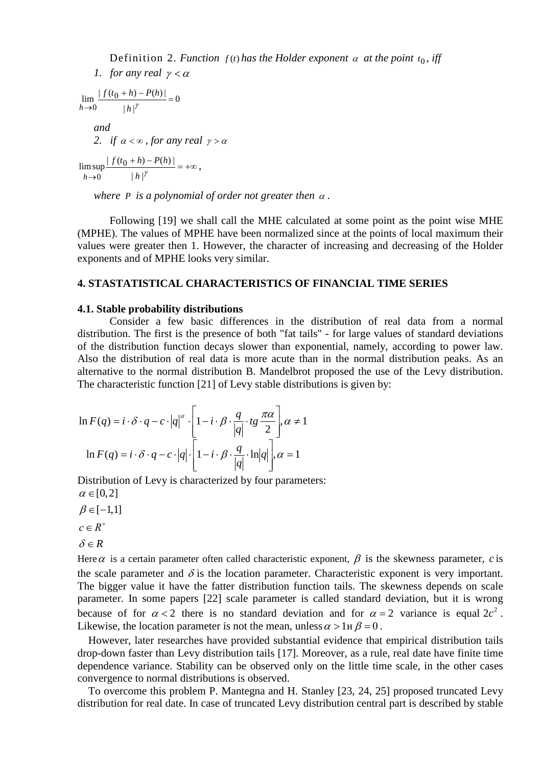Definition 2. *Function $f(t)$ has the Holder exponent $\alpha$ at the point $t_0$, iff*

1. *for any real $\gamma < \alpha$*

$$\lim_{h \to 0} \frac{|f(t_0 + h) - P(h)|}{|h|^{\gamma}} = 0$$

*and*

2. *if $\alpha < \infty$, for any real $\gamma > \alpha$*

$$\limsup_{h \to 0} \frac{|f(t_0 + h) - P(h)|}{|h|^{\gamma}} = +\infty,$$

*where $P$ is a polynomial of order not greater then $\alpha$.*

Following [19] we shall call the MHE calculated at some point as the point wise MHE (MPHE). The values of MPHE have been normalized since at the points of local maximum their values were greater then 1. However, the character of increasing and decreasing of the Holder exponents and of MPHE looks very similar.

## 4. STASTATISTICAL CHARACTERISTICS OF FINANCIAL TIME SERIES

### 4.1. Stable probability distributions

Consider a few basic differences in the distribution of real data from a normal distribution. The first is the presence of both "fat tails" - for large values of standard deviations of the distribution function decays slower than exponential, namely, according to power law. Also the distribution of real data is more acute than in the normal distribution peaks. As an alternative to the normal distribution B. Mandelbrot proposed the use of the Levy distribution. The characteristic function [21] of Levy stable distributions is given by:

$$\ln F(q) = i \cdot \delta \cdot q - c \cdot |q|^{\alpha} \cdot \left[1 - i \cdot \beta \cdot \frac{q}{|q|} \cdot tg\,\frac{\pi\alpha}{2}\right], \alpha \neq 1$$

$$\ln F(q) = i \cdot \delta \cdot q - c \cdot |q| \cdot \left[1 - i \cdot \beta \cdot \frac{q}{|q|} \cdot \ln|q|\right], \alpha = 1$$

Distribution of Levy is characterized by four parameters:

$\alpha \in [0, 2]$

$\beta \in [-1, 1]$

$c \in R^{+}$

$\delta \in R$

Here $\alpha$ is a certain parameter often called characteristic exponent, $\beta$ is the skewness parameter, $c$ is the scale parameter and $\delta$ is the location parameter. Characteristic exponent is very important. The bigger value it have the fatter distribution function tails. The skewness depends on scale parameter. In some papers [22] scale parameter is called standard deviation, but it is wrong because of for $\alpha < 2$ there is no standard deviation and for $\alpha = 2$ variance is equal $2c^2$. Likewise, the location parameter is not the mean, unless $\alpha > 1$ и $\beta = 0$.

However, later researches have provided substantial evidence that empirical distribution tails drop-down faster than Levy distribution tails [17]. Moreover, as a rule, real date have finite time dependence variance. Stability can be observed only on the little time scale, in the other cases convergence to normal distributions is observed.

To overcome this problem P. Mantegna and H. Stanley [23, 24, 25] proposed truncated Levy distribution for real date. In case of truncated Levy distribution central part is described by stable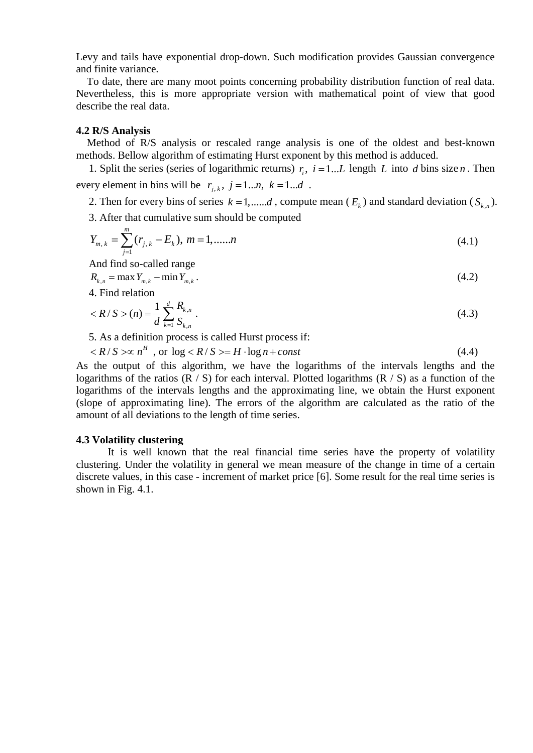Levy and tails have exponential drop-down. Such modification provides Gaussian convergence and finite variance.

To date, there are many moot points concerning probability distribution function of real data. Nevertheless, this is more appropriate version with mathematical point of view that good describe the real data.

### 4.2 R/S Analysis

Method of R/S analysis or rescaled range analysis is one of the oldest and best-known methods. Bellow algorithm of estimating Hurst exponent by this method is adduced.

1. Split the series (series of logarithmic returns) $r_i,\ i=1...L$ length $L$ into $d$ bins size $n$. Then every element in bins will be $r_{j,k},\ j=1...n,\ k=1...d$ .
2. Then for every bins of series $k=1,......d$ , compute mean ( $E_k$ ) and standard deviation ( $S_{k,n}$ ).
3. After that cumulative sum should be computed

$$Y_{m,k} = \sum_{j=1}^{m} (r_{j,k} - E_k),\ m = 1,......n \tag{4.1}$$

And find so-called range

$$R_{k,n} = \max Y_{m,k} - \min Y_{m,k} \,. \tag{4.2}$$

4. Find relation

$$< R/S > (n) = \frac{1}{d} \sum_{k=1}^{d} \frac{R_{k,n}}{S_{k,n}} \,. \tag{4.3}$$

5. As a definition process is called Hurst process if:

$$< R/S > \propto n^H \text{ , or } \log < R/S >= H \cdot \log n + const \tag{4.4}$$

As the output of this algorithm, we have the logarithms of the intervals lengths and the logarithms of the ratios (R / S) for each interval. Plotted logarithms (R / S) as a function of the logarithms of the intervals lengths and the approximating line, we obtain the Hurst exponent (slope of approximating line). The errors of the algorithm are calculated as the ratio of the amount of all deviations to the length of time series.

### 4.3 Volatility clustering

It is well known that the real financial time series have the property of volatility clustering. Under the volatility in general we mean measure of the change in time of a certain discrete values, in this case - increment of market price [6]. Some result for the real time series is shown in Fig. 4.1.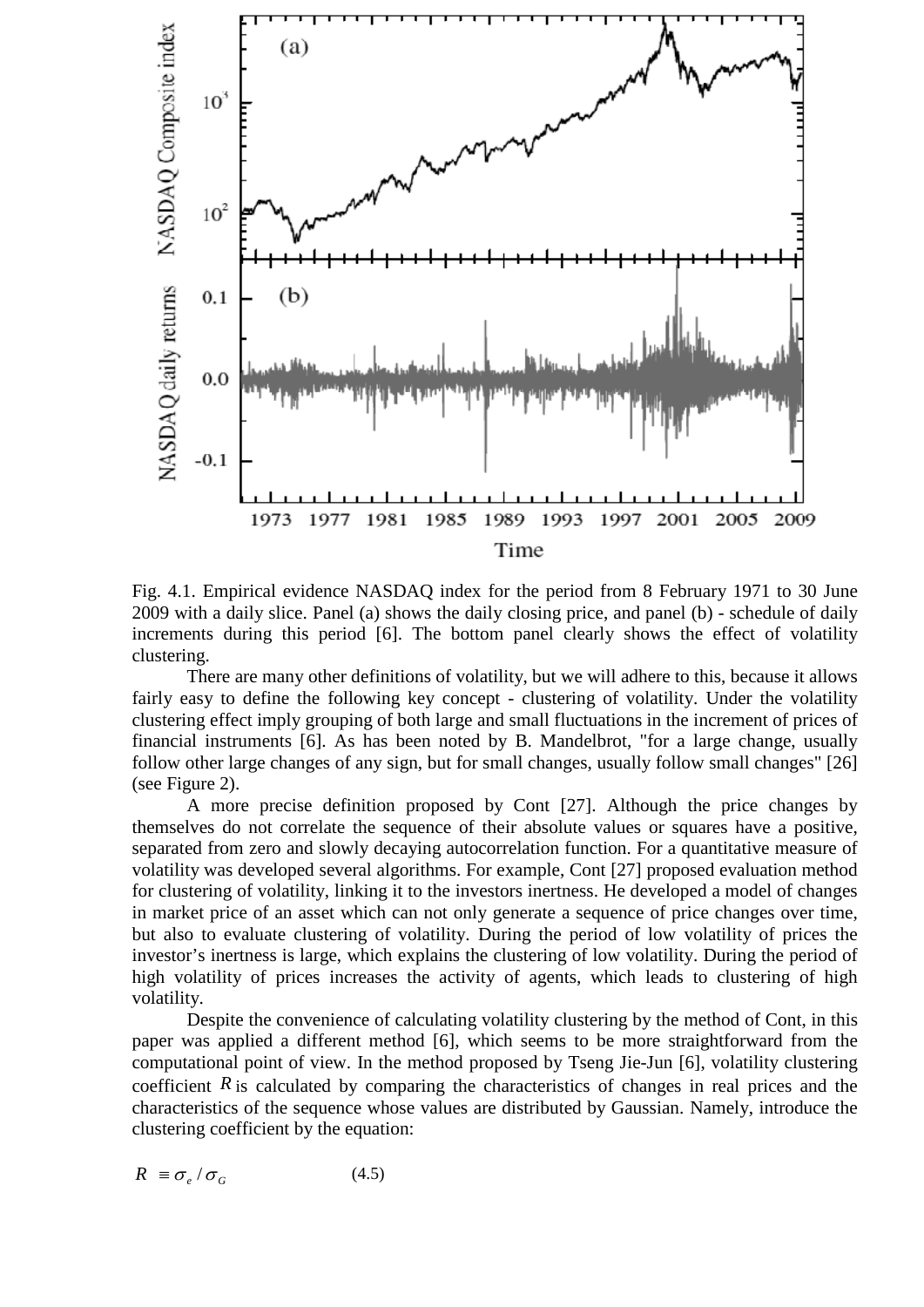Fig. 4.1. Empirical evidence NASDAQ index for the period from 8 February 1971 to 30 June 2009 with a daily slice. Panel (a) shows the daily closing price, and panel (b) - schedule of daily increments during this period [6]. The bottom panel clearly shows the effect of volatility clustering.

There are many other definitions of volatility, but we will adhere to this, because it allows fairly easy to define the following key concept - clustering of volatility. Under the volatility clustering effect imply grouping of both large and small fluctuations in the increment of prices of financial instruments [6]. As has been noted by B. Mandelbrot, "for a large change, usually follow other large changes of any sign, but for small changes, usually follow small changes" [26] (see Figure 2).

A more precise definition proposed by Cont [27]. Although the price changes by themselves do not correlate the sequence of their absolute values or squares have a positive, separated from zero and slowly decaying autocorrelation function. For a quantitative measure of volatility was developed several algorithms. For example, Cont [27] proposed evaluation method for clustering of volatility, linking it to the investors inertness. He developed a model of changes in market price of an asset which can not only generate a sequence of price changes over time, but also to evaluate clustering of volatility. During the period of low volatility of prices the investor's inertness is large, which explains the clustering of low volatility. During the period of high volatility of prices increases the activity of agents, which leads to clustering of high volatility.

Despite the convenience of calculating volatility clustering by the method of Cont, in this paper was applied a different method [6], which seems to be more straightforward from the computational point of view. In the method proposed by Tseng Jie-Jun [6], volatility clustering coefficient $R$ is calculated by comparing the characteristics of changes in real prices and the characteristics of the sequence whose values are distributed by Gaussian. Namely, introduce the clustering coefficient by the equation:

$$R \equiv \sigma_e / \sigma_G \qquad (4.5)$$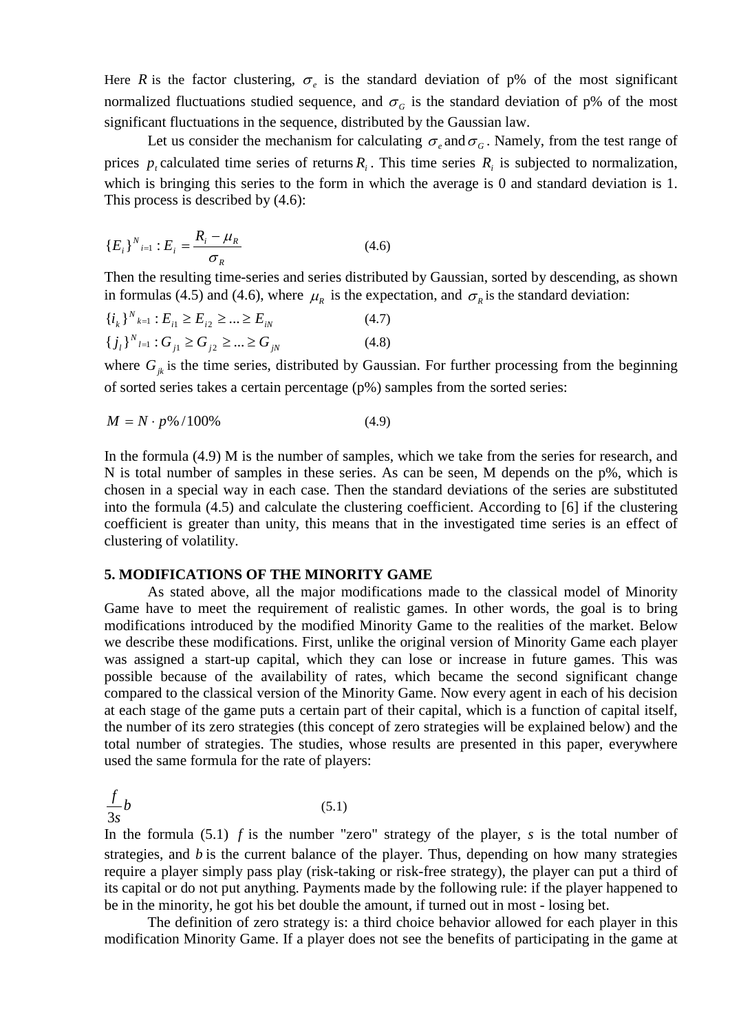Here $R$ is the factor clustering, $\sigma_e$ is the standard deviation of p% of the most significant normalized fluctuations studied sequence, and $\sigma_G$ is the standard deviation of p% of the most significant fluctuations in the sequence, distributed by the Gaussian law.

Let us consider the mechanism for calculating $\sigma_e$ and $\sigma_G$. Namely, from the test range of prices $p_t$ calculated time series of returns $R_i$. This time series $R_i$ is subjected to normalization, which is bringing this series to the form in which the average is 0 and standard deviation is 1. This process is described by (4.6):

$$\{E_i\}^N{}_{i=1} : E_i = \frac{R_i - \mu_R}{\sigma_R} \tag{4.6}$$

Then the resulting time-series and series distributed by Gaussian, sorted by descending, as shown in formulas (4.5) and (4.6), where $\mu_R$ is the expectation, and $\sigma_R$ is the standard deviation:

$$\{i_k\}^N{}_{k=1} : E_{i1} \geq E_{i2} \geq ... \geq E_{iN} \tag{4.7}$$

$$\{j_l\}^N{}_{l=1} : G_{j1} \geq G_{j2} \geq ... \geq G_{jN} \tag{4.8}$$

where $G_{jk}$ is the time series, distributed by Gaussian. For further processing from the beginning of sorted series takes a certain percentage (p%) samples from the sorted series:

$$M = N \cdot p\% / 100\% \tag{4.9}$$

In the formula (4.9) M is the number of samples, which we take from the series for research, and N is total number of samples in these series. As can be seen, M depends on the p%, which is chosen in a special way in each case. Then the standard deviations of the series are substituted into the formula (4.5) and calculate the clustering coefficient. According to [6] if the clustering coefficient is greater than unity, this means that in the investigated time series is an effect of clustering of volatility.

## 5. MODIFICATIONS OF THE MINORITY GAME

As stated above, all the major modifications made to the classical model of Minority Game have to meet the requirement of realistic games. In other words, the goal is to bring modifications introduced by the modified Minority Game to the realities of the market. Below we describe these modifications. First, unlike the original version of Minority Game each player was assigned a start-up capital, which they can lose or increase in future games. This was possible because of the availability of rates, which became the second significant change compared to the classical version of the Minority Game. Now every agent in each of his decision at each stage of the game puts a certain part of their capital, which is a function of capital itself, the number of its zero strategies (this concept of zero strategies will be explained below) and the total number of strategies. The studies, whose results are presented in this paper, everywhere used the same formula for the rate of players:

$$\frac{f}{3s} b \tag{5.1}$$

In the formula (5.1) $f$ is the number "zero" strategy of the player, $s$ is the total number of strategies, and $b$ is the current balance of the player. Thus, depending on how many strategies require a player simply pass play (risk-taking or risk-free strategy), the player can put a third of its capital or do not put anything. Payments made by the following rule: if the player happened to be in the minority, he got his bet double the amount, if turned out in most - losing bet.

The definition of zero strategy is: a third choice behavior allowed for each player in this modification Minority Game. If a player does not see the benefits of participating in the game at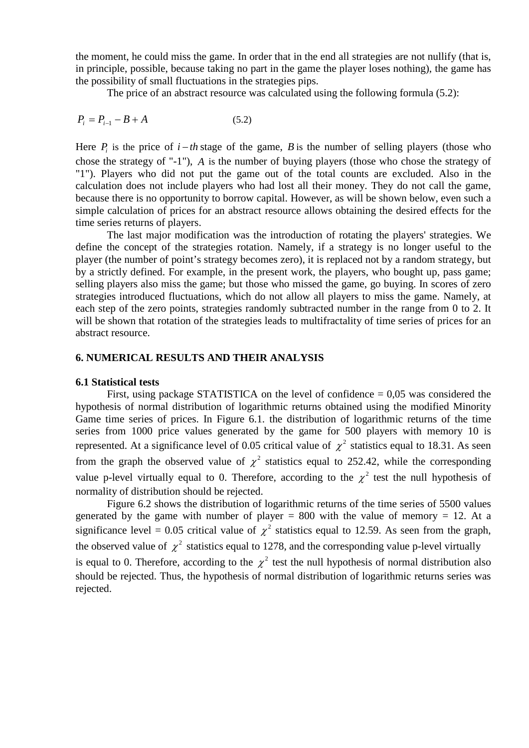the moment, he could miss the game. In order that in the end all strategies are not nullify (that is, in principle, possible, because taking no part in the game the player loses nothing), the game has the possibility of small fluctuations in the strategies pips.

The price of an abstract resource was calculated using the following formula (5.2):

$$P_i = P_{i-1} - B + A \qquad (5.2)$$

Here $P_i$ is the price of $i-th$ stage of the game, $B$ is the number of selling players (those who chose the strategy of "-1"), $A$ is the number of buying players (those who chose the strategy of "1"). Players who did not put the game out of the total counts are excluded. Also in the calculation does not include players who had lost all their money. They do not call the game, because there is no opportunity to borrow capital. However, as will be shown below, even such a simple calculation of prices for an abstract resource allows obtaining the desired effects for the time series returns of players.

The last major modification was the introduction of rotating the players' strategies. We define the concept of the strategies rotation. Namely, if a strategy is no longer useful to the player (the number of point's strategy becomes zero), it is replaced not by a random strategy, but by a strictly defined. For example, in the present work, the players, who bought up, pass game; selling players also miss the game; but those who missed the game, go buying. In scores of zero strategies introduced fluctuations, which do not allow all players to miss the game. Namely, at each step of the zero points, strategies randomly subtracted number in the range from 0 to 2. It will be shown that rotation of the strategies leads to multifractality of time series of prices for an abstract resource.

## 6. NUMERICAL RESULTS AND THEIR ANALYSIS

### 6.1 Statistical tests

First, using package STATISTICA on the level of confidence = 0,05 was considered the hypothesis of normal distribution of logarithmic returns obtained using the modified Minority Game time series of prices. In Figure 6.1. the distribution of logarithmic returns of the time series from 1000 price values generated by the game for 500 players with memory 10 is represented. At a significance level of 0.05 critical value of $\chi^2$ statistics equal to 18.31. As seen from the graph the observed value of $\chi^2$ statistics equal to 252.42, while the corresponding value p-level virtually equal to 0. Therefore, according to the $\chi^2$ test the null hypothesis of normality of distribution should be rejected.

Figure 6.2 shows the distribution of logarithmic returns of the time series of 5500 values generated by the game with number of player = 800 with the value of memory = 12. At a significance level = 0.05 critical value of $\chi^2$ statistics equal to 12.59. As seen from the graph, the observed value of $\chi^2$ statistics equal to 1278, and the corresponding value p-level virtually is equal to 0. Therefore, according to the $\chi^2$ test the null hypothesis of normal distribution also should be rejected. Thus, the hypothesis of normal distribution of logarithmic returns series was rejected.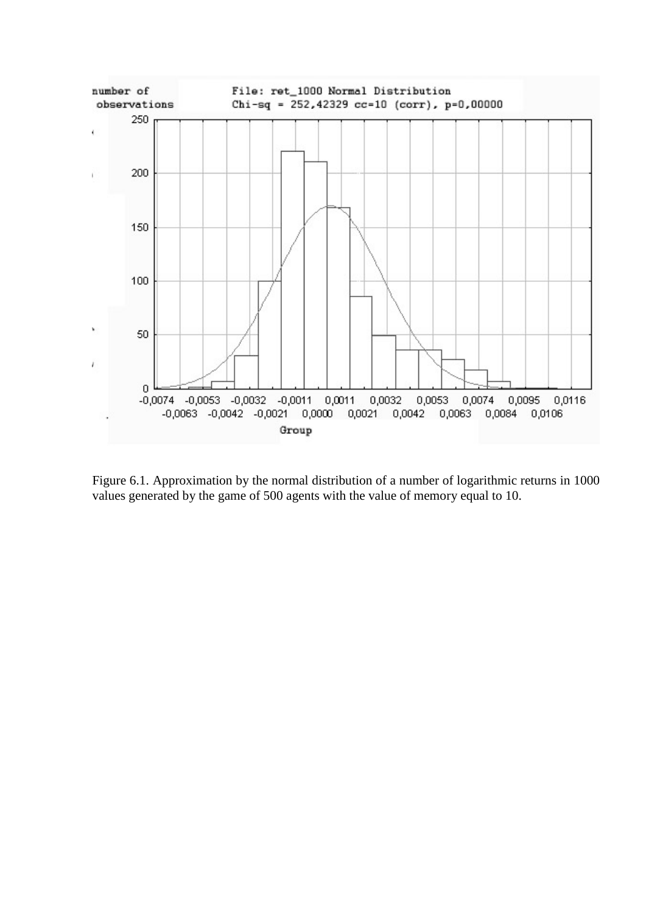Figure 6.1. Approximation by the normal distribution of a number of logarithmic returns in 1000 values generated by the game of 500 agents with the value of memory equal to 10.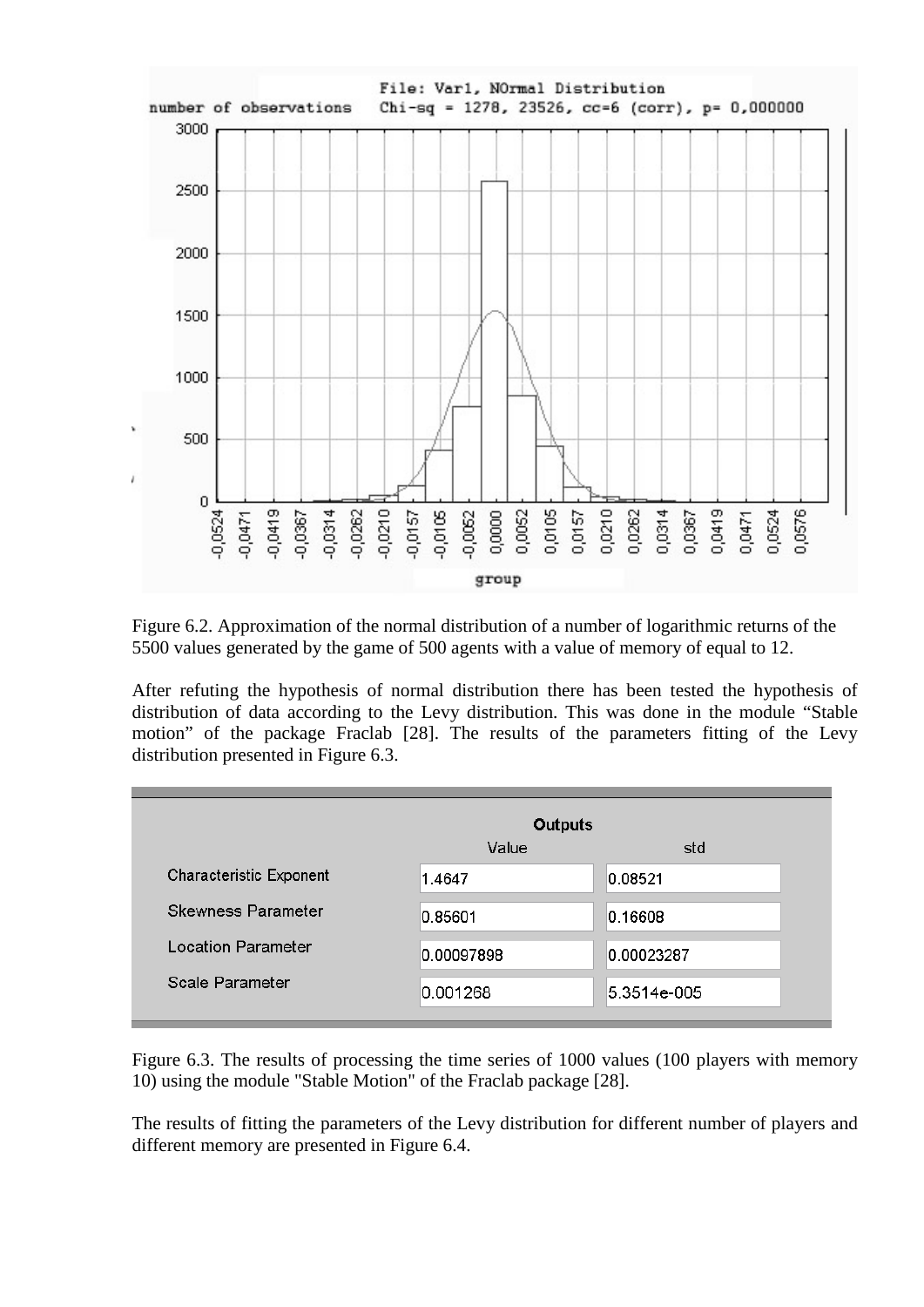Figure 6.2. Approximation of the normal distribution of a number of logarithmic returns of the 5500 values generated by the game of 500 agents with a value of memory of equal to 12.

After refuting the hypothesis of normal distribution there has been tested the hypothesis of distribution of data according to the Levy distribution. This was done in the module "Stable motion" of the package Fraclab [28]. The results of the parameters fitting of the Levy distribution presented in Figure 6.3.

| | Outputs | |
|---|---|---|
| | Value | std |
| Characteristic Exponent | 1.4647 | 0.08521 |
| Skewness Parameter | 0.85601 | 0.16608 |
| Location Parameter | 0.00097898 | 0.00023287 |
| Scale Parameter | 0.001268 | 5.3514e-005 |

Figure 6.3. The results of processing the time series of 1000 values (100 players with memory 10) using the module "Stable Motion" of the Fraclab package [28].

The results of fitting the parameters of the Levy distribution for different number of players and different memory are presented in Figure 6.4.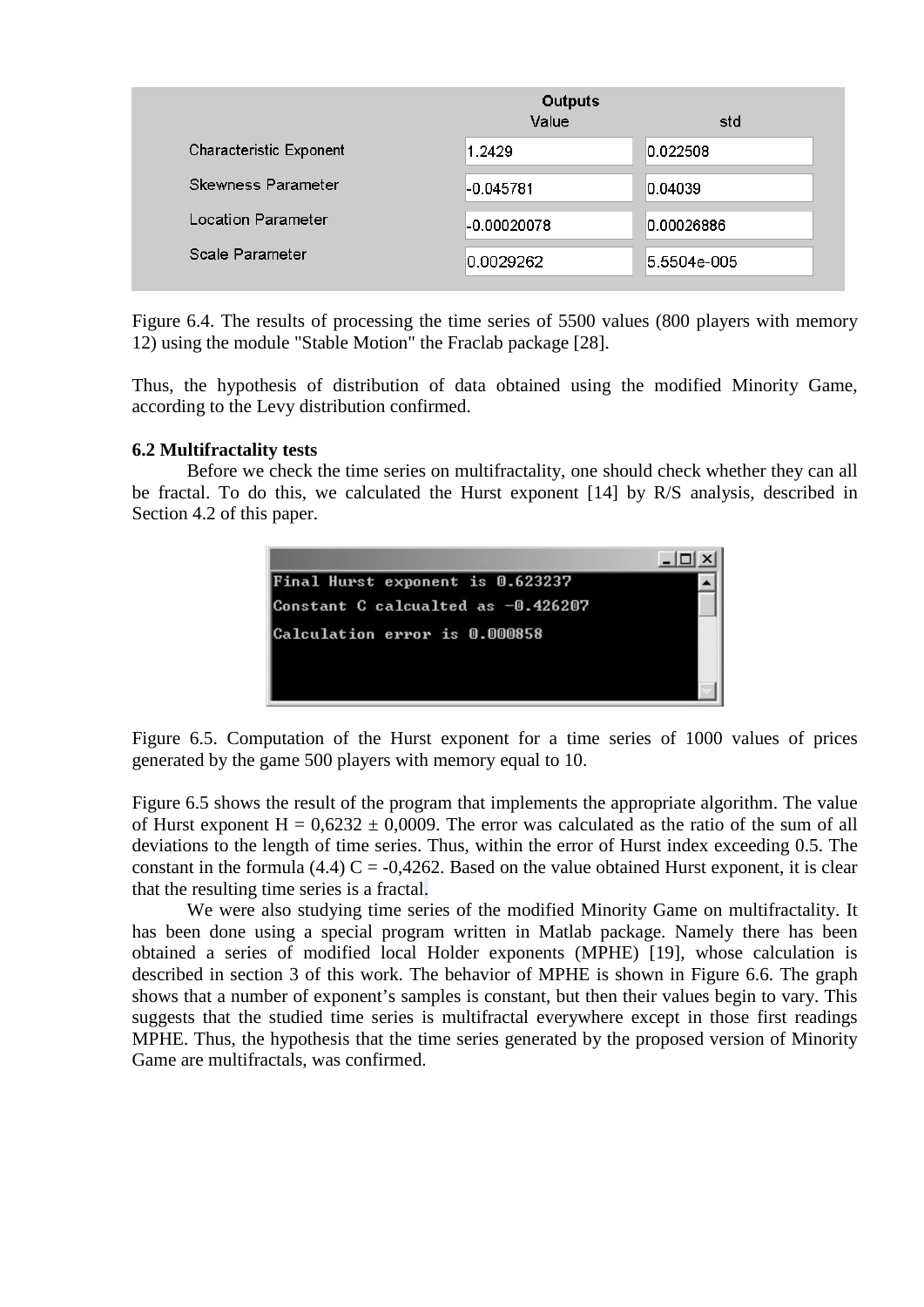| | Outputs Value | std |
|---|---|---|
| Characteristic Exponent | 1.2429 | 0.022508 |
| Skewness Parameter | -0.045781 | 0.04039 |
| Location Parameter | -0.00020078 | 0.00026886 |
| Scale Parameter | 0.0029262 | 5.5504e-005 |

Figure 6.4. The results of processing the time series of 5500 values (800 players with memory 12) using the module "Stable Motion" the Fraclab package [28].

Thus, the hypothesis of distribution of data obtained using the modified Minority Game, according to the Levy distribution confirmed.

**6.2 Multifractality tests**

Before we check the time series on multifractality, one should check whether they can all be fractal. To do this, we calculated the Hurst exponent [14] by R/S analysis, described in Section 4.2 of this paper.

```
Final Hurst exponent is 0.623237
Constant C calcualted as -0.426207
Calculation error is 0.000858
```

Figure 6.5. Computation of the Hurst exponent for a time series of 1000 values of prices generated by the game 500 players with memory equal to 10.

Figure 6.5 shows the result of the program that implements the appropriate algorithm. The value of Hurst exponent $H = 0{,}6232 \pm 0{,}0009$. The error was calculated as the ratio of the sum of all deviations to the length of time series. Thus, within the error of Hurst index exceeding 0.5. The constant in the formula (4.4) $C = -0{,}4262$. Based on the value obtained Hurst exponent, it is clear that the resulting time series is a fractal.

We were also studying time series of the modified Minority Game on multifractality. It has been done using a special program written in Matlab package. Namely there has been obtained a series of modified local Holder exponents (MPHE) [19], whose calculation is described in section 3 of this work. The behavior of MPHE is shown in Figure 6.6. The graph shows that a number of exponent's samples is constant, but then their values begin to vary. This suggests that the studied time series is multifractal everywhere except in those first readings MPHE. Thus, the hypothesis that the time series generated by the proposed version of Minority Game are multifractals, was confirmed.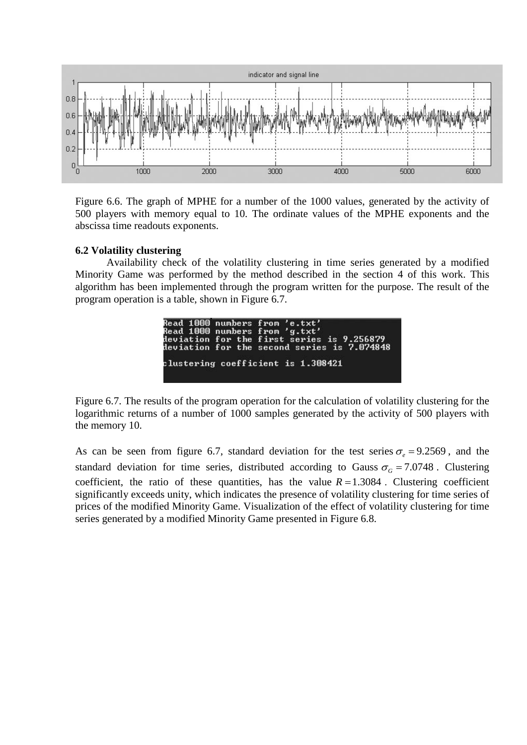Figure 6.6. The graph of MPHE for a number of the 1000 values, generated by the activity of 500 players with memory equal to 10. The ordinate values of the MPHE exponents and the abscissa time readouts exponents.

**6.2 Volatility clustering**

Availability check of the volatility clustering in time series generated by a modified Minority Game was performed by the method described in the section 4 of this work. This algorithm has been implemented through the program written for the purpose. The result of the program operation is a table, shown in Figure 6.7.

```
Read 1000 numbers from 'e.txt'
Read 1000 numbers from 'g.txt'
deviation for the first series is 9.256879
deviation for the second series is 7.074848

clustering coefficient is 1.308421
```

Figure 6.7. The results of the program operation for the calculation of volatility clustering for the logarithmic returns of a number of 1000 samples generated by the activity of 500 players with the memory 10.

As can be seen from figure 6.7, standard deviation for the test series $\sigma_e = 9.2569$, and the standard deviation for time series, distributed according to Gauss $\sigma_G = 7.0748$. Clustering coefficient, the ratio of these quantities, has the value $R = 1.3084$. Clustering coefficient significantly exceeds unity, which indicates the presence of volatility clustering for time series of prices of the modified Minority Game. Visualization of the effect of volatility clustering for time series generated by a modified Minority Game presented in Figure 6.8.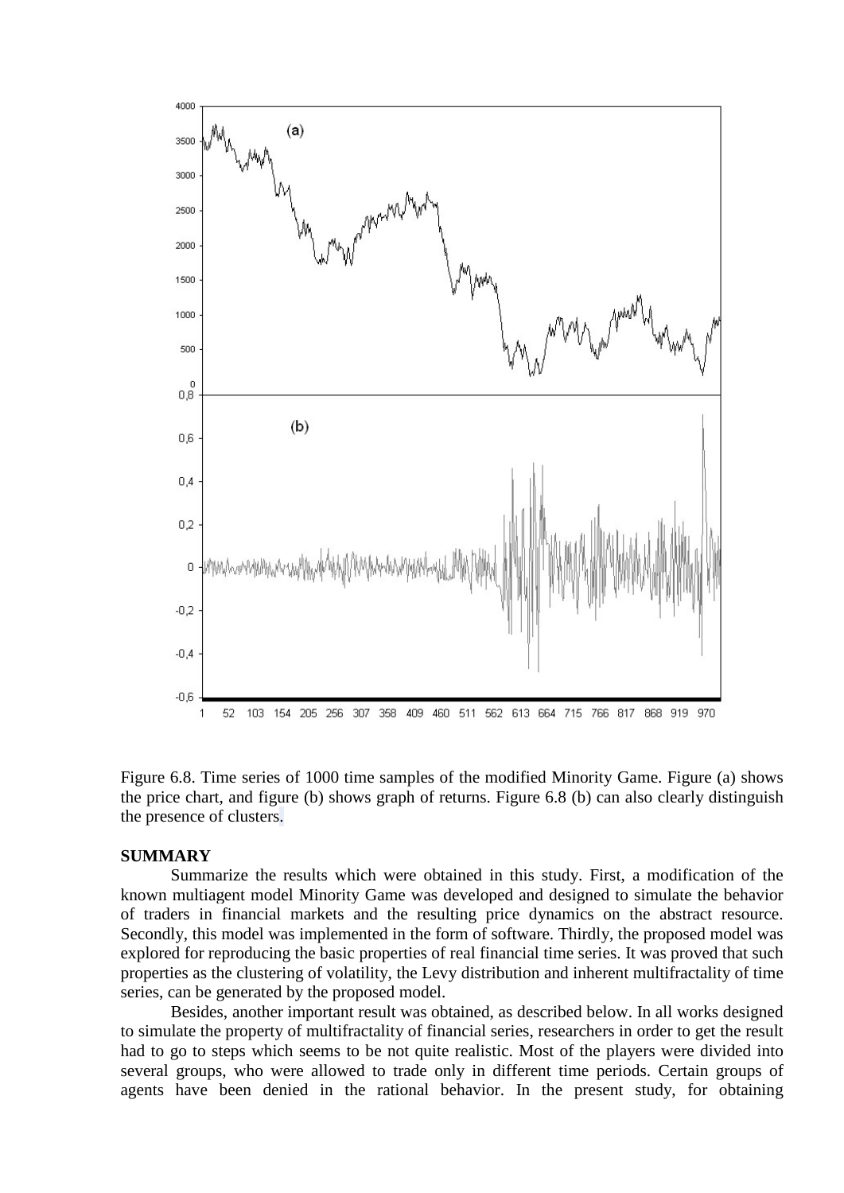Figure 6.8. Time series of 1000 time samples of the modified Minority Game. Figure (a) shows the price chart, and figure (b) shows graph of returns. Figure 6.8 (b) can also clearly distinguish the presence of clusters.

**SUMMARY**

Summarize the results which were obtained in this study. First, a modification of the known multiagent model Minority Game was developed and designed to simulate the behavior of traders in financial markets and the resulting price dynamics on the abstract resource. Secondly, this model was implemented in the form of software. Thirdly, the proposed model was explored for reproducing the basic properties of real financial time series. It was proved that such properties as the clustering of volatility, the Levy distribution and inherent multifractality of time series, can be generated by the proposed model.

Besides, another important result was obtained, as described below. In all works designed to simulate the property of multifractality of financial series, researchers in order to get the result had to go to steps which seems to be not quite realistic. Most of the players were divided into several groups, who were allowed to trade only in different time periods. Certain groups of agents have been denied in the rational behavior. In the present study, for obtaining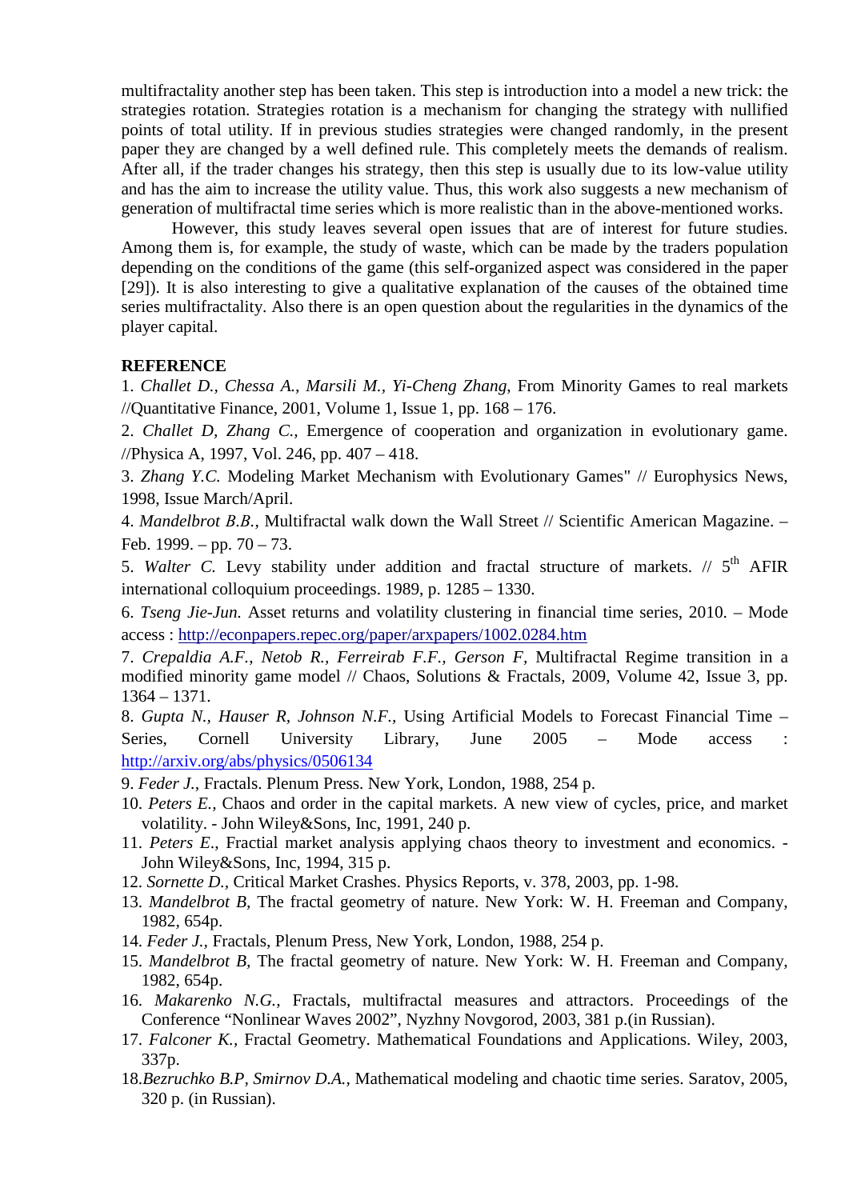multifractality another step has been taken. This step is introduction into a model a new trick: the strategies rotation. Strategies rotation is a mechanism for changing the strategy with nullified points of total utility. If in previous studies strategies were changed randomly, in the present paper they are changed by a well defined rule. This completely meets the demands of realism. After all, if the trader changes his strategy, then this step is usually due to its low-value utility and has the aim to increase the utility value. Thus, this work also suggests a new mechanism of generation of multifractal time series which is more realistic than in the above-mentioned works.

However, this study leaves several open issues that are of interest for future studies. Among them is, for example, the study of waste, which can be made by the traders population depending on the conditions of the game (this self-organized aspect was considered in the paper [29]). It is also interesting to give a qualitative explanation of the causes of the obtained time series multifractality. Also there is an open question about the regularities in the dynamics of the player capital.

**REFERENCE**

1. *Challet D., Chessa A., Marsili M., Yi-Cheng Zhang*, From Minority Games to real markets //Quantitative Finance, 2001, Volume 1, Issue 1, pp. 168 – 176.
2. *Challet D, Zhang C.*, Emergence of cooperation and organization in evolutionary game. //Physica A, 1997, Vol. 246, pp. 407 – 418.
3. *Zhang Y.C.* Modeling Market Mechanism with Evolutionary Games" // Europhysics News, 1998, Issue March/April.
4. *Mandelbrot B.B.*, Multifractal walk down the Wall Street // Scientific American Magazine. – Feb. 1999. – pp. 70 – 73.
5. *Walter C.* Levy stability under addition and fractal structure of markets. // 5th AFIR international colloquium proceedings. 1989, p. 1285 – 1330.
6. *Tseng Jie-Jun.* Asset returns and volatility clustering in financial time series, 2010. – Mode access : http://econpapers.repec.org/paper/arxpapers/1002.0284.htm
7. *Crepaldia A.F., Netob R., Ferreirab F.F., Gerson F*, Multifractal Regime transition in a modified minority game model // Chaos, Solutions & Fractals, 2009, Volume 42, Issue 3, pp. 1364 – 1371.
8. *Gupta N., Hauser R, Johnson N.F.*, Using Artificial Models to Forecast Financial Time – Series, Cornell University Library, June 2005 – Mode access : http://arxiv.org/abs/physics/0506134
9. *Feder J.*, Fractals. Plenum Press. New York, London, 1988, 254 p.
10. *Peters E.*, Chaos and order in the capital markets. A new view of cycles, price, and market volatility. - John Wiley&Sons, Inc, 1991, 240 p.
11. *Peters E.*, Fractial market analysis applying chaos theory to investment and economics. - John Wiley&Sons, Inc, 1994, 315 p.
12. *Sornette D.*, Critical Market Crashes. Physics Reports, v. 378, 2003, pp. 1-98.
13. *Mandelbrot B*, The fractal geometry of nature. New York: W. H. Freeman and Company, 1982, 654p.
14. *Feder J.*, Fractals, Plenum Press, New York, London, 1988, 254 p.
15. *Mandelbrot B*, The fractal geometry of nature. New York: W. H. Freeman and Company, 1982, 654p.
16. *Makarenko N.G.*, Fractals, multifractal measures and attractors. Proceedings of the Conference "Nonlinear Waves 2002", Nyzhny Novgorod, 2003, 381 p.(in Russian).
17. *Falconer K.*, Fractal Geometry. Mathematical Foundations and Applications. Wiley, 2003, 337p.
18. *Bezruchko B.P, Smirnov D.A.*, Mathematical modeling and chaotic time series. Saratov, 2005, 320 p. (in Russian).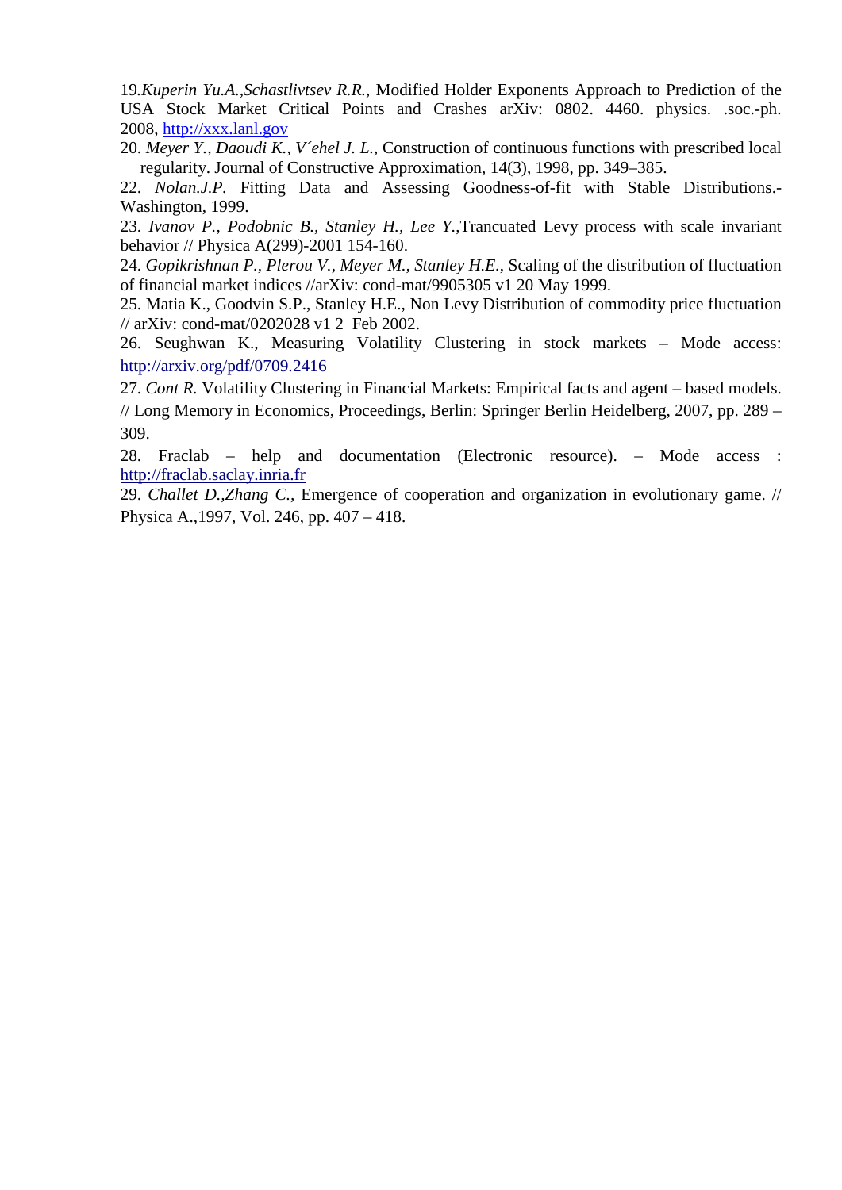19.*Kuperin Yu.A.,Schastlivtsev R.R.*, Modified Holder Exponents Approach to Prediction of the USA Stock Market Critical Points and Crashes arXiv: 0802. 4460. physics. .soc.-ph. 2008, http://xxx.lanl.gov

20. *Meyer Y., Daoudi K., V´ehel J. L.*, Construction of continuous functions with prescribed local regularity. Journal of Constructive Approximation, 14(3), 1998, pp. 349–385.

22. *Nolan.J.P.* Fitting Data and Assessing Goodness-of-fit with Stable Distributions.-Washington, 1999.

23. *Ivanov P., Podobnic B., Stanley H., Lee Y.*,Trancuated Levy process with scale invariant behavior // Physica A(299)-2001 154-160.

24. *Gopikrishnan P., Plerou V., Meyer M., Stanley H.E.*, Scaling of the distribution of fluctuation of financial market indices //arXiv: cond-mat/9905305 v1 20 May 1999.

25. Matia K., Goodvin S.P., Stanley H.E., Non Levy Distribution of commodity price fluctuation // arXiv: cond-mat/0202028 v1 2 Feb 2002.

26. Seughwan K., Measuring Volatility Clustering in stock markets – Mode access: http://arxiv.org/pdf/0709.2416

27. *Cont R.* Volatility Clustering in Financial Markets: Empirical facts and agent – based models. // Long Memory in Economics, Proceedings, Berlin: Springer Berlin Heidelberg, 2007, pp. 289 – 309.

28. Fraclab – help and documentation (Electronic resource). – Mode access : http://fraclab.saclay.inria.fr

29. *Challet D.,Zhang C.*, Emergence of cooperation and organization in evolutionary game. // Physica A.,1997, Vol. 246, pp. 407 – 418.